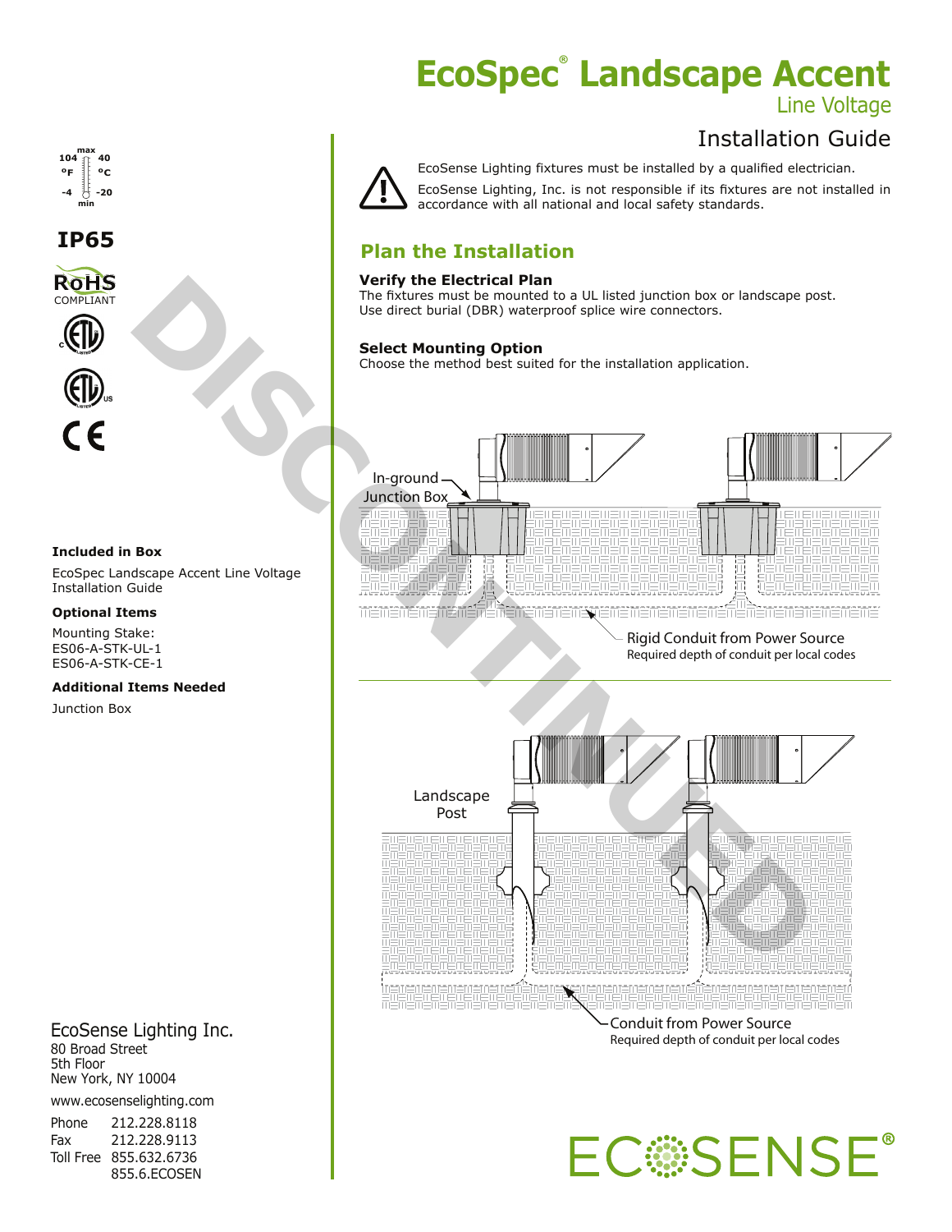# EcoSpec® Landscape Accent

Line Voltage

Installation Guide

104 °F max 40 °C
-4 min -20

**IP65**

RoHS COMPLIANT

DISCONTINUED

EcoSense Lighting fixtures must be installed by a qualified electrician.

EcoSense Lighting, Inc. is not responsible if its fixtures are not installed in accordance with all national and local safety standards.

## Plan the Installation

**Verify the Electrical Plan**

The fixtures must be mounted to a UL listed junction box or landscape post.
Use direct burial (DBR) waterproof splice wire connectors.

**Select Mounting Option**

Choose the method best suited for the installation application.

In-ground Junction Box

Rigid Conduit from Power Source
Required depth of conduit per local codes

Landscape Post

Conduit from Power Source
Required depth of conduit per local codes

**Included in Box**

EcoSpec Landscape Accent Line Voltage Installation Guide

**Optional Items**

Mounting Stake:
ES06-A-STK-UL-1
ES06-A-STK-CE-1

**Additional Items Needed**

Junction Box

EcoSense Lighting Inc.
80 Broad Street
5th Floor
New York, NY 10004

www.ecosenselighting.com

Phone 212.228.8118
Fax 212.228.9113
Toll Free 855.632.6736
855.6.ECOSEN

ECOSENSE®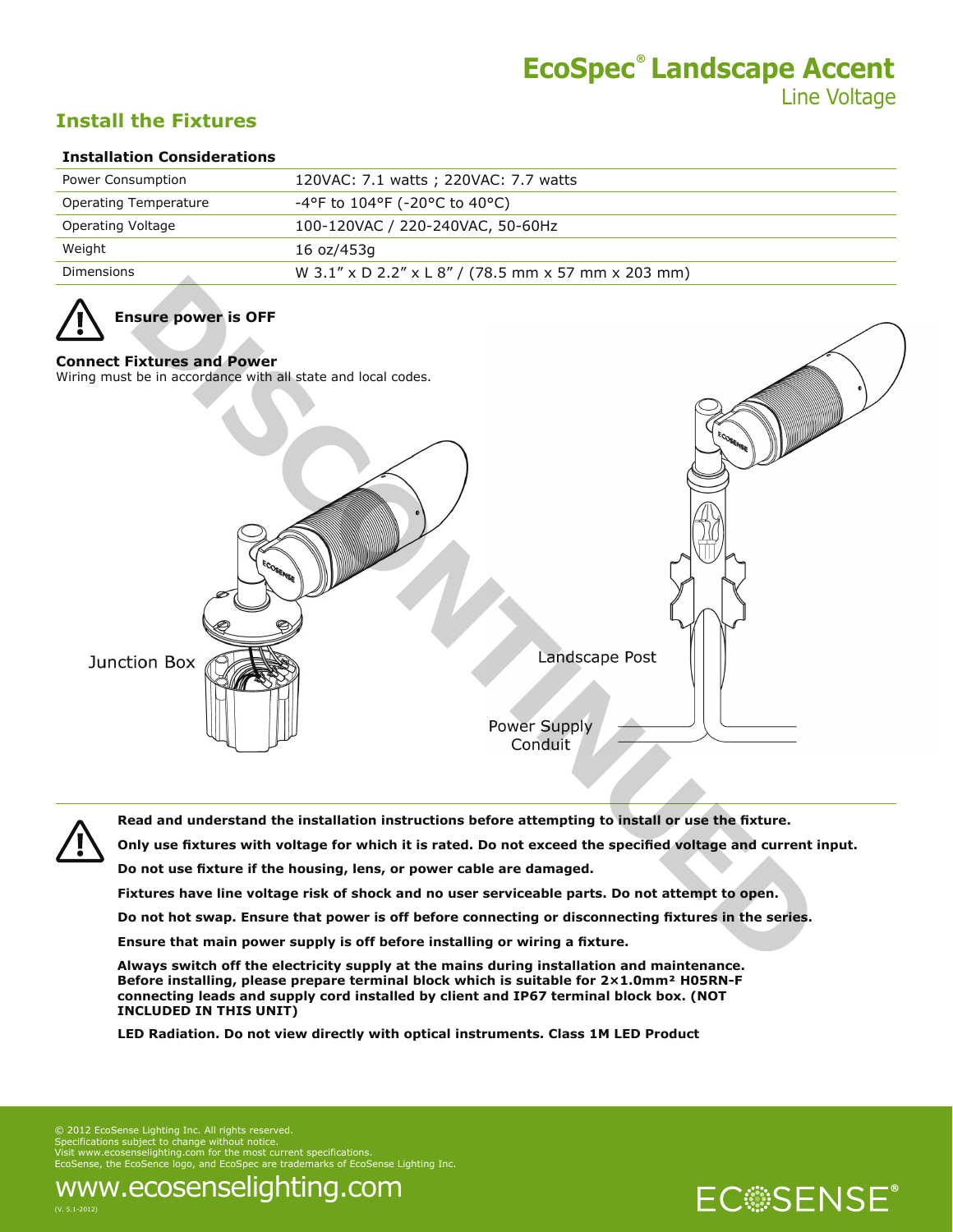# EcoSpec® Landscape Accent
Line Voltage

## Install the Fixtures

**Installation Considerations**

| | |
|---|---|
| Power Consumption | 120VAC: 7.1 watts ; 220VAC: 7.7 watts |
| Operating Temperature | -4°F to 104°F (-20°C to 40°C) |
| Operating Voltage | 100-120VAC / 220-240VAC, 50-60Hz |
| Weight | 16 oz/453g |
| Dimensions | W 3.1" x D 2.2" x L 8" / (78.5 mm x 57 mm x 203 mm) |

**Ensure power is OFF**

**Connect Fixtures and Power**
Wiring must be in accordance with all state and local codes.

Junction Box

Landscape Post

Power Supply Conduit

DISCONTINUED

**Read and understand the installation instructions before attempting to install or use the fixture.**

**Only use fixtures with voltage for which it is rated. Do not exceed the specified voltage and current input.**

**Do not use fixture if the housing, lens, or power cable are damaged.**

**Fixtures have line voltage risk of shock and no user serviceable parts. Do not attempt to open.**

**Do not hot swap. Ensure that power is off before connecting or disconnecting fixtures in the series.**

**Ensure that main power supply is off before installing or wiring a fixture.**

**Always switch off the electricity supply at the mains during installation and maintenance. Before installing, please prepare terminal block which is suitable for 2×1.0mm² H05RN-F connecting leads and supply cord installed by client and IP67 terminal block box. (NOT INCLUDED IN THIS UNIT)**

**LED Radiation. Do not view directly with optical instruments. Class 1M LED Product**

© 2012 EcoSense Lighting Inc. All rights reserved.
Specifications subject to change without notice.
Visit www.ecosenselighting.com for the most current specifications.
EcoSense, the EcoSence logo, and EcoSpec are trademarks of EcoSense Lighting Inc.

www.ecosenselighting.com

(V. 5.1-2012)

ECOSENSE®